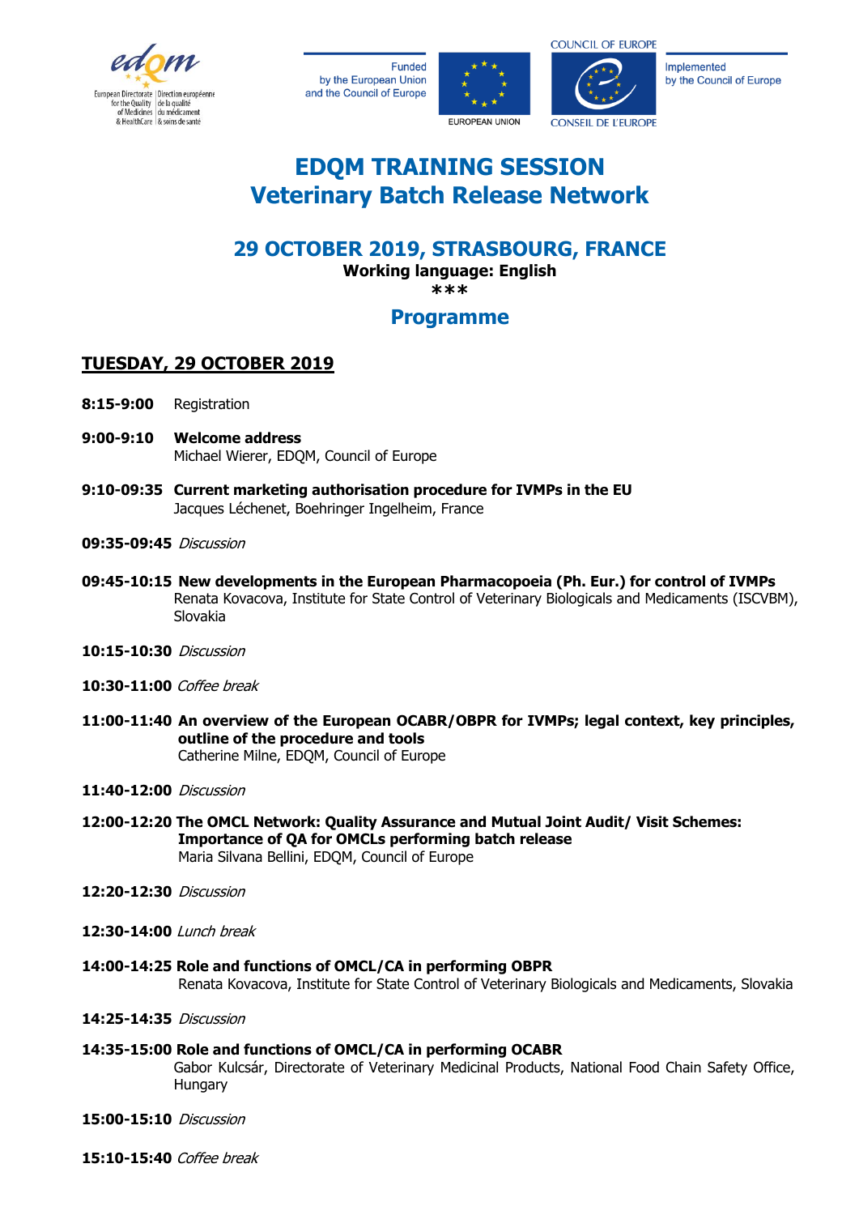European Directorate for the Quality of Medicines & HealthCare | Direction européenne de la qualité du médicament & soins de santé

Funded by the European Union and the Council of Europe

EUROPEAN UNION

COUNCIL OF EUROPE

CONSEIL DE L'EUROPE

Implemented by the Council of Europe

# EDQM TRAINING SESSION
# Veterinary Batch Release Network

## 29 OCTOBER 2019, STRASBOURG, FRANCE

**Working language: English**

***

## Programme

### TUESDAY, 29 OCTOBER 2019

**8:15-9:00** Registration

**9:00-9:10** **Welcome address**
Michael Wierer, EDQM, Council of Europe

**9:10-09:35** **Current marketing authorisation procedure for IVMPs in the EU**
Jacques Léchenet, Boehringer Ingelheim, France

**09:35-09:45** *Discussion*

**09:45-10:15** **New developments in the European Pharmacopoeia (Ph. Eur.) for control of IVMPs**
Renata Kovacova, Institute for State Control of Veterinary Biologicals and Medicaments (ISCVBM), Slovakia

**10:15-10:30** *Discussion*

**10:30-11:00** *Coffee break*

**11:00-11:40** **An overview of the European OCABR/OBPR for IVMPs; legal context, key principles, outline of the procedure and tools**
Catherine Milne, EDQM, Council of Europe

**11:40-12:00** *Discussion*

**12:00-12:20** **The OMCL Network: Quality Assurance and Mutual Joint Audit/ Visit Schemes: Importance of QA for OMCLs performing batch release**
Maria Silvana Bellini, EDQM, Council of Europe

**12:20-12:30** *Discussion*

**12:30-14:00** *Lunch break*

**14:00-14:25** **Role and functions of OMCL/CA in performing OBPR**
Renata Kovacova, Institute for State Control of Veterinary Biologicals and Medicaments, Slovakia

**14:25-14:35** *Discussion*

**14:35-15:00** **Role and functions of OMCL/CA in performing OCABR**
Gabor Kulcsár, Directorate of Veterinary Medicinal Products, National Food Chain Safety Office, Hungary

**15:00-15:10** *Discussion*

**15:10-15:40** *Coffee break*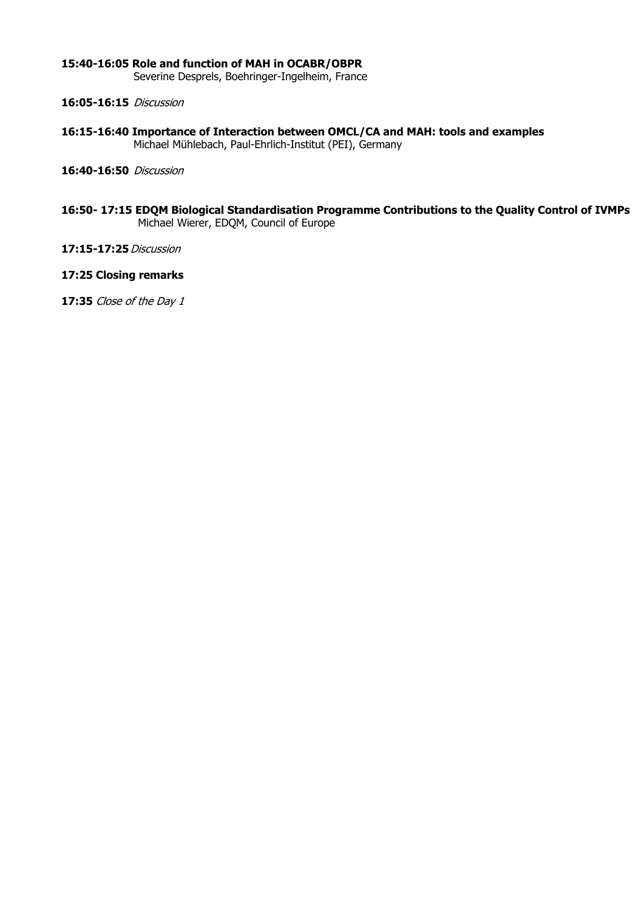**15:40-16:05 Role and function of MAH in OCABR/OBPR**
Severine Desprels, Boehringer-Ingelheim, France

**16:05-16:15** *Discussion*

**16:15-16:40 Importance of Interaction between OMCL/CA and MAH: tools and examples**
Michael Mühlebach, Paul-Ehrlich-Institut (PEI), Germany

**16:40-16:50** *Discussion*

**16:50- 17:15 EDQM Biological Standardisation Programme Contributions to the Quality Control of IVMPs**
Michael Wierer, EDQM, Council of Europe

**17:15-17:25** *Discussion*

**17:25 Closing remarks**

**17:35** *Close of the Day 1*